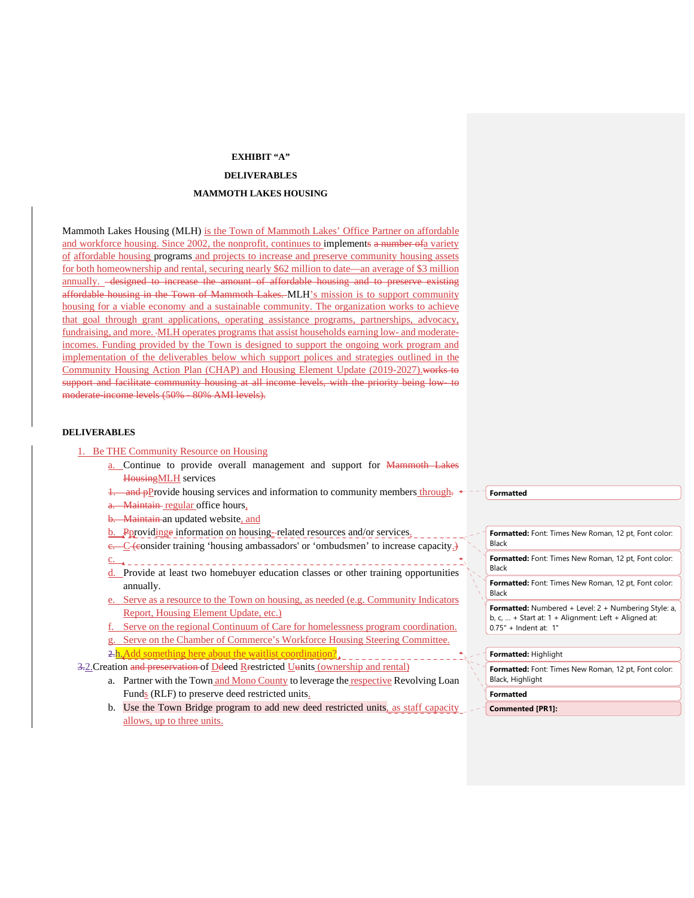**EXHIBIT "A"**

**DELIVERABLES**

**MAMMOTH LAKES HOUSING**

Mammoth Lakes Housing (MLH) is the Town of Mammoth Lakes' Office Partner on affordable and workforce housing. Since 2002, the nonprofit, continues to implements a number of a variety of affordable housing programs and projects to increase and preserve community housing assets for both homeownership and rental, securing nearly $62 million to date—an average of $3 million annually. designed to increase the amount of affordable housing and to preserve existing affordable housing in the Town of Mammoth Lakes. MLH's mission is to support community housing for a viable economy and a sustainable community. The organization works to achieve that goal through grant applications, operating assistance programs, partnerships, advocacy, fundraising, and more. MLH operates programs that assist households earning low- and moderate-incomes. Funding provided by the Town is designed to support the ongoing work program and implementation of the deliverables below which support polices and strategies outlined in the Community Housing Action Plan (CHAP) and Housing Element Update (2019-2027). works to support and facilitate community housing at all income levels, with the priority being low- to moderate-income levels (50% - 80% AMI levels).

**DELIVERABLES**

1. Be THE Community Resource on Housing
   a. Continue to provide overall management and support for Mammoth Lakes Housing MLH services
   1. and pProvide housing services and information to community members through.
   a. Maintain regular office hours,
   b. Maintain an updated website, and
   b. Pprovidinge information on housing-related resources and/or services.
   c. C (consider training 'housing ambassadors' or 'ombudsmen' to increase capacity.)
   c.
   d. Provide at least two homebuyer education classes or other training opportunities annually.
   e. Serve as a resource to the Town on housing, as needed (e.g. Community Indicators Report, Housing Element Update, etc.)
   f. Serve on the regional Continuum of Care for homelessness program coordination.
   g. Serve on the Chamber of Commerce's Workforce Housing Steering Committee.
   2.h. Add something here about the waitlist coordination?

3.2. Creation and preservation of Ddeed Rrestricted Uunits (ownership and rental)
   a. Partner with the Town and Mono County to leverage the respective Revolving Loan Funds (RLF) to preserve deed restricted units.
   b. Use the Town Bridge program to add new deed restricted units, as staff capacity allows, up to three units.

Formatted

Formatted: Font: Times New Roman, 12 pt, Font color: Black

Formatted: Font: Times New Roman, 12 pt, Font color: Black

Formatted: Font: Times New Roman, 12 pt, Font color: Black

Formatted: Numbered + Level: 2 + Numbering Style: a, b, c, … + Start at: 1 + Alignment: Left + Aligned at: 0.75" + Indent at: 1"

Formatted: Highlight

Formatted: Font: Times New Roman, 12 pt, Font color: Black, Highlight

Formatted

Commented [PR1]: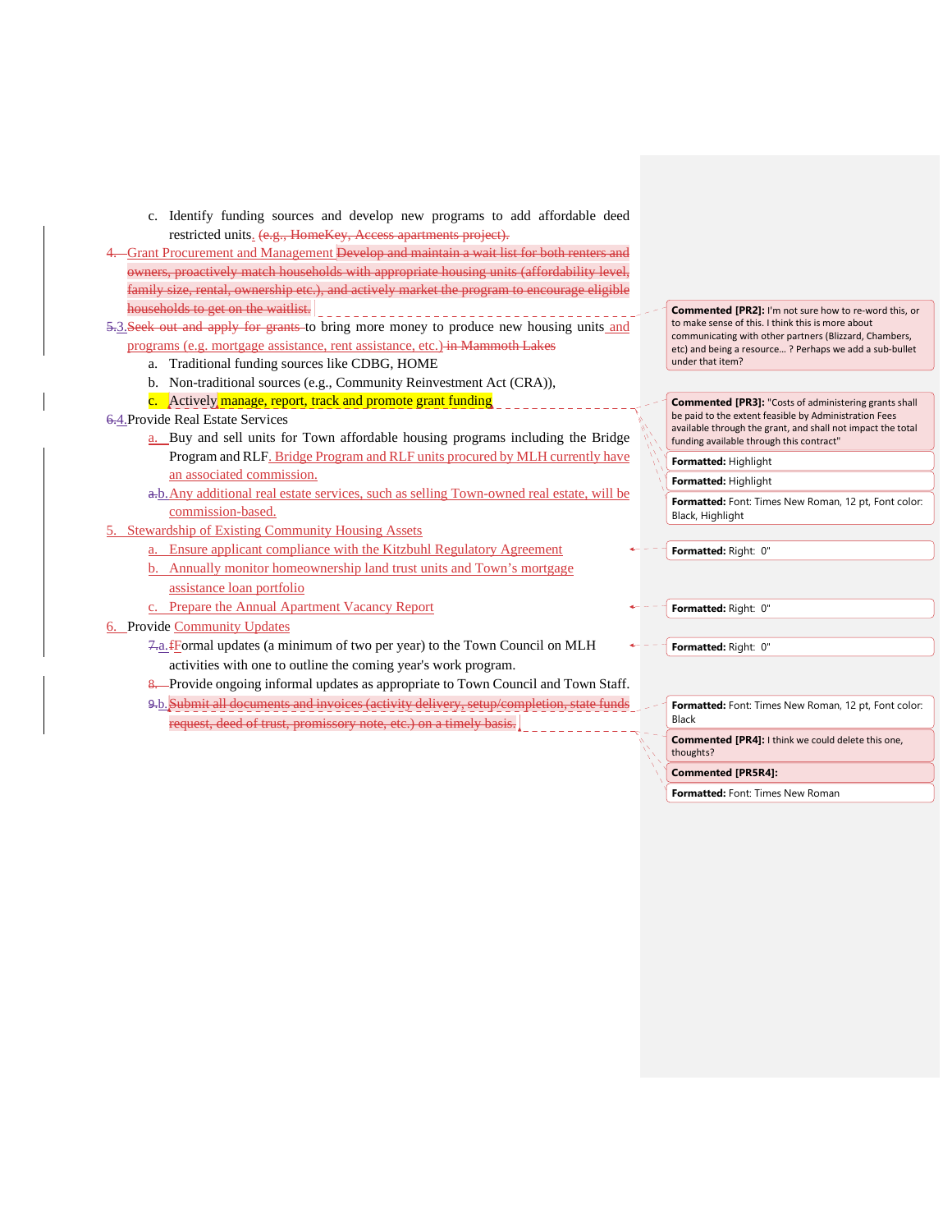c. Identify funding sources and develop new programs to add affordable deed restricted units. ~~(e.g., HomeKey, Access apartments project).~~

4. Grant Procurement and Management ~~Develop and maintain a wait list for both renters and owners, proactively match households with appropriate housing units (affordability level, family size, rental, ownership etc.), and actively market the program to encourage eligible households to get on the waitlist.~~

~~5.~~3. ~~Seek out and apply for grants~~ to bring more money to produce new housing units and programs (e.g. mortgage assistance, rent assistance, etc.) ~~in Mammoth Lakes~~

   a. Traditional funding sources like CDBG, HOME
   b. Non-traditional sources (e.g., Community Reinvestment Act (CRA)),
   c. Actively manage, report, track and promote grant funding

~~6.~~4. Provide Real Estate Services

   a. Buy and sell units for Town affordable housing programs including the Bridge Program and RLF. Bridge Program and RLF units procured by MLH currently have an associated commission.
   ~~a.~~b. Any additional real estate services, such as selling Town-owned real estate, will be commission-based.

5. Stewardship of Existing Community Housing Assets

   a. Ensure applicant compliance with the Kitzbuhl Regulatory Agreement
   b. Annually monitor homeownership land trust units and Town's mortgage assistance loan portfolio
   c. Prepare the Annual Apartment Vacancy Report

6. Provide Community Updates

   ~~7.~~a. ~~f~~Formal updates (a minimum of two per year) to the Town Council on MLH activities with one to outline the coming year's work program.
   ~~8.~~ Provide ongoing informal updates as appropriate to Town Council and Town Staff.
   ~~9.~~b. ~~Submit all documents and invoices (activity delivery, setup/completion, state funds request, deed of trust, promissory note, etc.) on a timely basis.~~

**Commented [PR2]:** I'm not sure how to re-word this, or to make sense of this. I think this is more about communicating with other partners (Blizzard, Chambers, etc) and being a resource… ? Perhaps we add a sub-bullet under that item?

**Commented [PR3]:** "Costs of administering grants shall be paid to the extent feasible by Administration Fees available through the grant, and shall not impact the total funding available through this contract"

**Formatted:** Highlight

**Formatted:** Highlight

**Formatted:** Font: Times New Roman, 12 pt, Font color: Black, Highlight

**Formatted:** Right: 0"

**Formatted:** Right: 0"

**Formatted:** Right: 0"

**Formatted:** Font: Times New Roman, 12 pt, Font color: Black

**Commented [PR4]:** I think we could delete this one, thoughts?

**Commented [PR5R4]:**

**Formatted:** Font: Times New Roman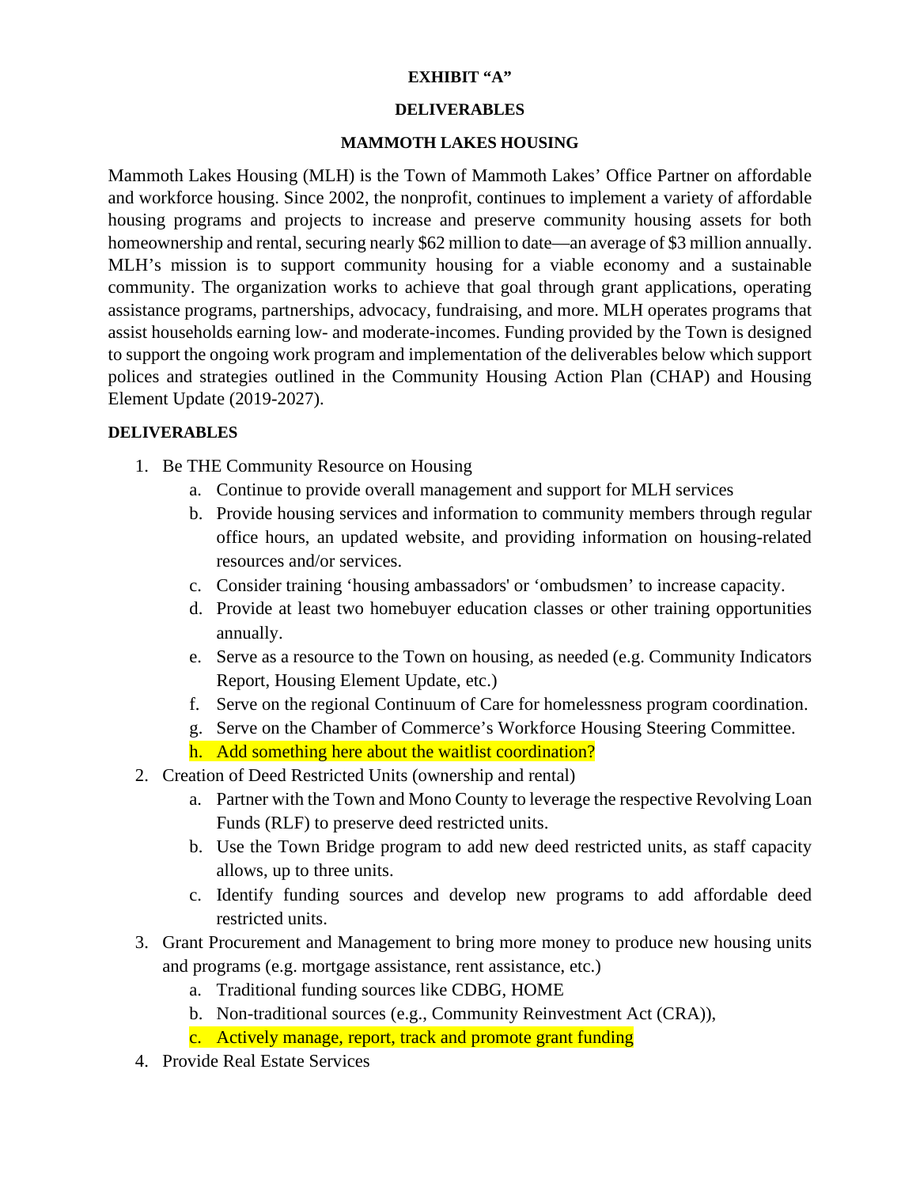**EXHIBIT "A"**

**DELIVERABLES**

**MAMMOTH LAKES HOUSING**

Mammoth Lakes Housing (MLH) is the Town of Mammoth Lakes' Office Partner on affordable and workforce housing. Since 2002, the nonprofit, continues to implement a variety of affordable housing programs and projects to increase and preserve community housing assets for both homeownership and rental, securing nearly $62 million to date—an average of $3 million annually. MLH's mission is to support community housing for a viable economy and a sustainable community. The organization works to achieve that goal through grant applications, operating assistance programs, partnerships, advocacy, fundraising, and more. MLH operates programs that assist households earning low- and moderate-incomes. Funding provided by the Town is designed to support the ongoing work program and implementation of the deliverables below which support polices and strategies outlined in the Community Housing Action Plan (CHAP) and Housing Element Update (2019-2027).

**DELIVERABLES**

1. Be THE Community Resource on Housing
   a. Continue to provide overall management and support for MLH services
   b. Provide housing services and information to community members through regular office hours, an updated website, and providing information on housing-related resources and/or services.
   c. Consider training 'housing ambassadors' or 'ombudsmen' to increase capacity.
   d. Provide at least two homebuyer education classes or other training opportunities annually.
   e. Serve as a resource to the Town on housing, as needed (e.g. Community Indicators Report, Housing Element Update, etc.)
   f. Serve on the regional Continuum of Care for homelessness program coordination.
   g. Serve on the Chamber of Commerce's Workforce Housing Steering Committee.
   h. Add something here about the waitlist coordination?
2. Creation of Deed Restricted Units (ownership and rental)
   a. Partner with the Town and Mono County to leverage the respective Revolving Loan Funds (RLF) to preserve deed restricted units.
   b. Use the Town Bridge program to add new deed restricted units, as staff capacity allows, up to three units.
   c. Identify funding sources and develop new programs to add affordable deed restricted units.
3. Grant Procurement and Management to bring more money to produce new housing units and programs (e.g. mortgage assistance, rent assistance, etc.)
   a. Traditional funding sources like CDBG, HOME
   b. Non-traditional sources (e.g., Community Reinvestment Act (CRA)),
   c. Actively manage, report, track and promote grant funding
4. Provide Real Estate Services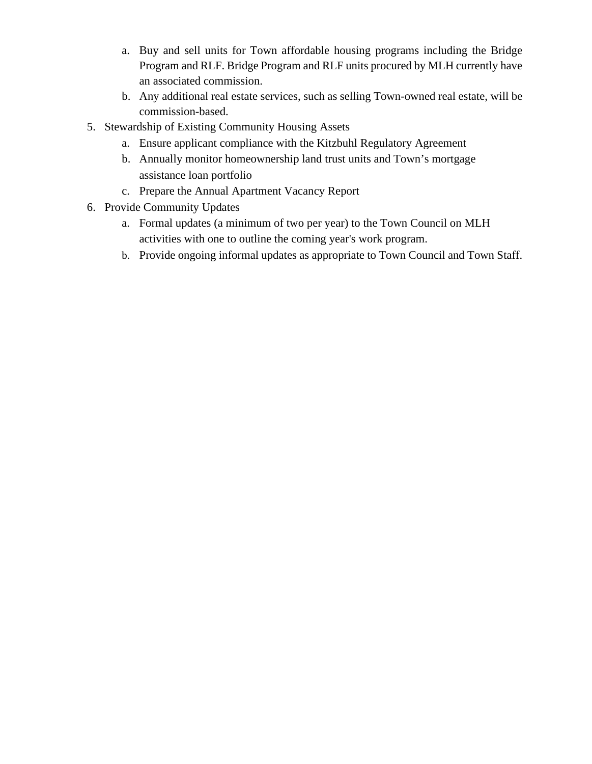a. Buy and sell units for Town affordable housing programs including the Bridge Program and RLF. Bridge Program and RLF units procured by MLH currently have an associated commission.
   b. Any additional real estate services, such as selling Town-owned real estate, will be commission-based.

5. Stewardship of Existing Community Housing Assets
   a. Ensure applicant compliance with the Kitzbuhl Regulatory Agreement
   b. Annually monitor homeownership land trust units and Town's mortgage assistance loan portfolio
   c. Prepare the Annual Apartment Vacancy Report
6. Provide Community Updates
   a. Formal updates (a minimum of two per year) to the Town Council on MLH activities with one to outline the coming year's work program.
   b. Provide ongoing informal updates as appropriate to Town Council and Town Staff.